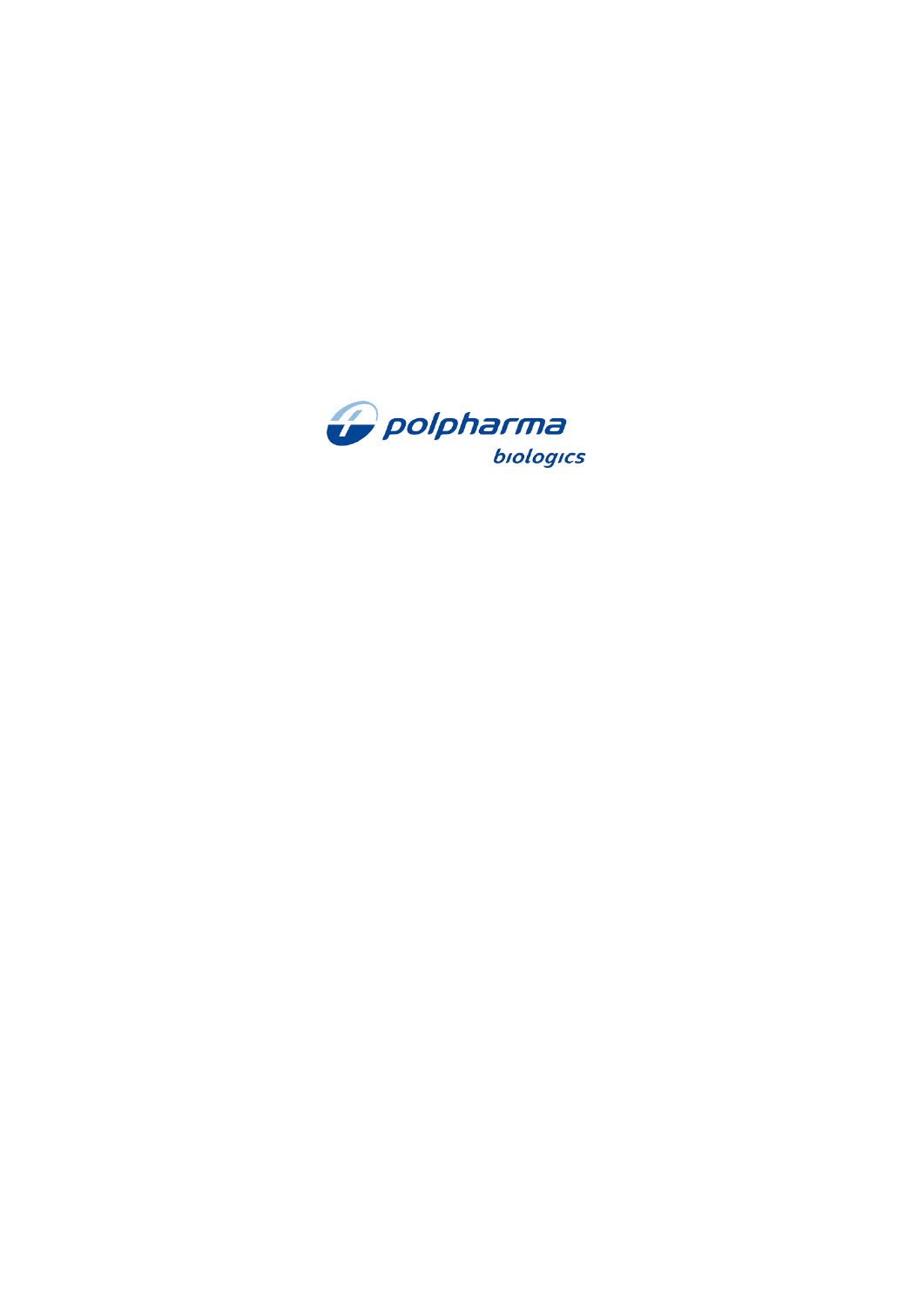polpharma

biologics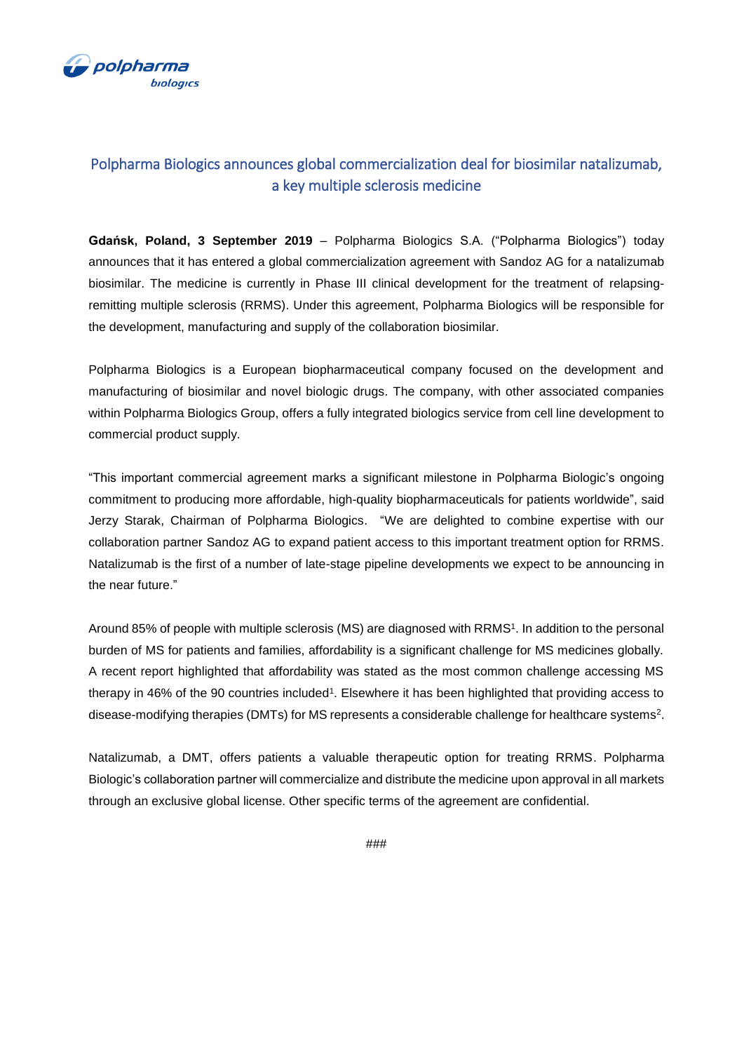# Polpharma Biologics announces global commercialization deal for biosimilar natalizumab, a key multiple sclerosis medicine

**Gdańsk, Poland, 3 September 2019** – Polpharma Biologics S.A. ("Polpharma Biologics") today announces that it has entered a global commercialization agreement with Sandoz AG for a natalizumab biosimilar. The medicine is currently in Phase III clinical development for the treatment of relapsing-remitting multiple sclerosis (RRMS). Under this agreement, Polpharma Biologics will be responsible for the development, manufacturing and supply of the collaboration biosimilar.

Polpharma Biologics is a European biopharmaceutical company focused on the development and manufacturing of biosimilar and novel biologic drugs. The company, with other associated companies within Polpharma Biologics Group, offers a fully integrated biologics service from cell line development to commercial product supply.

"This important commercial agreement marks a significant milestone in Polpharma Biologic's ongoing commitment to producing more affordable, high-quality biopharmaceuticals for patients worldwide", said Jerzy Starak, Chairman of Polpharma Biologics. "We are delighted to combine expertise with our collaboration partner Sandoz AG to expand patient access to this important treatment option for RRMS. Natalizumab is the first of a number of late-stage pipeline developments we expect to be announcing in the near future."

Around 85% of people with multiple sclerosis (MS) are diagnosed with RRMS[1]. In addition to the personal burden of MS for patients and families, affordability is a significant challenge for MS medicines globally. A recent report highlighted that affordability was stated as the most common challenge accessing MS therapy in 46% of the 90 countries included[1]. Elsewhere it has been highlighted that providing access to disease-modifying therapies (DMTs) for MS represents a considerable challenge for healthcare systems[2].

Natalizumab, a DMT, offers patients a valuable therapeutic option for treating RRMS. Polpharma Biologic's collaboration partner will commercialize and distribute the medicine upon approval in all markets through an exclusive global license. Other specific terms of the agreement are confidential.

###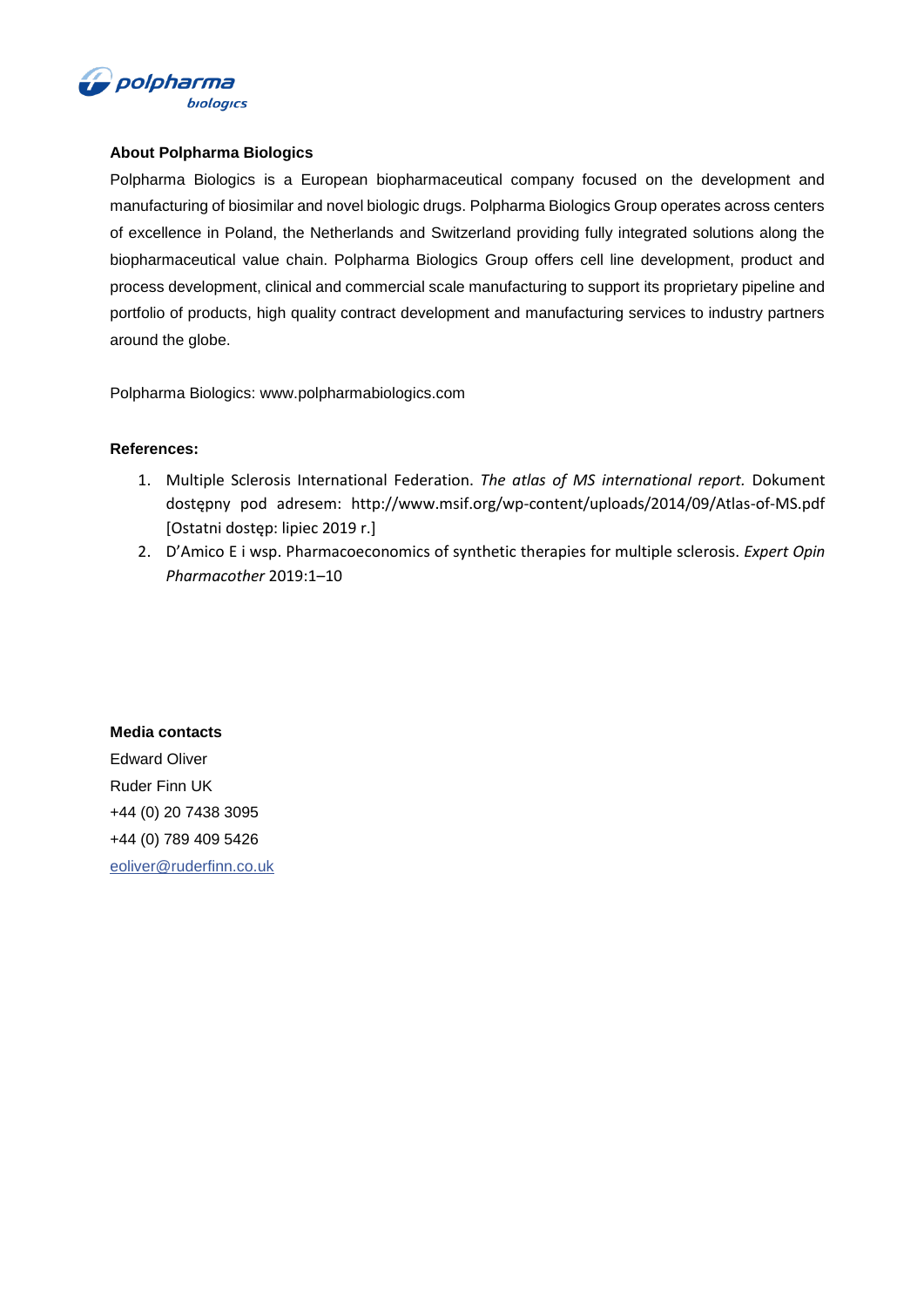**About Polpharma Biologics**

Polpharma Biologics is a European biopharmaceutical company focused on the development and manufacturing of biosimilar and novel biologic drugs. Polpharma Biologics Group operates across centers of excellence in Poland, the Netherlands and Switzerland providing fully integrated solutions along the biopharmaceutical value chain. Polpharma Biologics Group offers cell line development, product and process development, clinical and commercial scale manufacturing to support its proprietary pipeline and portfolio of products, high quality contract development and manufacturing services to industry partners around the globe.

Polpharma Biologics: www.polpharmabiologics.com

**References:**

1. Multiple Sclerosis International Federation. *The atlas of MS international report.* Dokument dostępny pod adresem: http://www.msif.org/wp-content/uploads/2014/09/Atlas-of-MS.pdf [Ostatni dostęp: lipiec 2019 r.]
2. D'Amico E i wsp. Pharmacoeconomics of synthetic therapies for multiple sclerosis. *Expert Opin Pharmacother* 2019:1–10

**Media contacts**

Edward Oliver
Ruder Finn UK
+44 (0) 20 7438 3095
+44 (0) 789 409 5426
eoliver@ruderfinn.co.uk